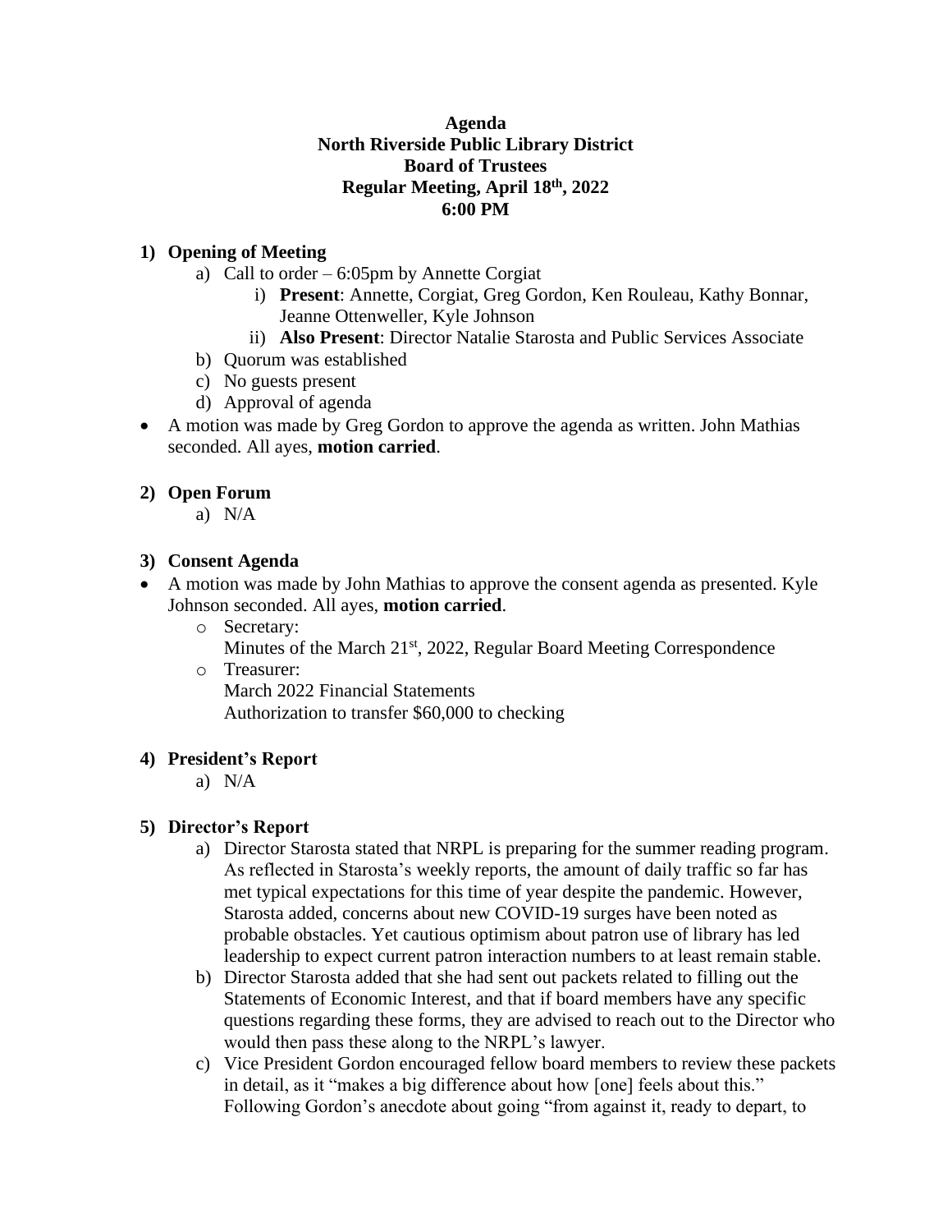**Agenda**
**North Riverside Public Library District**
**Board of Trustees**
**Regular Meeting, April 18th, 2022**
**6:00 PM**

1) **Opening of Meeting**
   a) Call to order – 6:05pm by Annette Corgiat
      i) **Present**: Annette, Corgiat, Greg Gordon, Ken Rouleau, Kathy Bonnar, Jeanne Ottenweller, Kyle Johnson
      ii) **Also Present**: Director Natalie Starosta and Public Services Associate
   b) Quorum was established
   c) No guests present
   d) Approval of agenda

- A motion was made by Greg Gordon to approve the agenda as written. John Mathias seconded. All ayes, **motion carried**.

2) **Open Forum**
   a) N/A

3) **Consent Agenda**

- A motion was made by John Mathias to approve the consent agenda as presented. Kyle Johnson seconded. All ayes, **motion carried**.
   - Secretary:
     Minutes of the March 21st, 2022, Regular Board Meeting Correspondence
   - Treasurer:
     March 2022 Financial Statements
     Authorization to transfer $60,000 to checking

4) **President's Report**
   a) N/A

5) **Director's Report**
   a) Director Starosta stated that NRPL is preparing for the summer reading program. As reflected in Starosta's weekly reports, the amount of daily traffic so far has met typical expectations for this time of year despite the pandemic. However, Starosta added, concerns about new COVID-19 surges have been noted as probable obstacles. Yet cautious optimism about patron use of library has led leadership to expect current patron interaction numbers to at least remain stable.
   b) Director Starosta added that she had sent out packets related to filling out the Statements of Economic Interest, and that if board members have any specific questions regarding these forms, they are advised to reach out to the Director who would then pass these along to the NRPL's lawyer.
   c) Vice President Gordon encouraged fellow board members to review these packets in detail, as it "makes a big difference about how [one] feels about this." Following Gordon's anecdote about going "from against it, ready to depart, to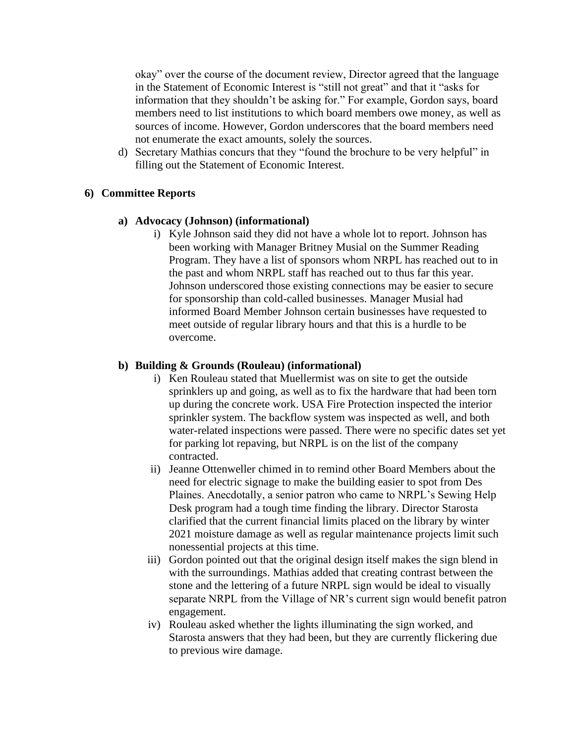okay" over the course of the document review, Director agreed that the language in the Statement of Economic Interest is "still not great" and that it "asks for information that they shouldn't be asking for." For example, Gordon says, board members need to list institutions to which board members owe money, as well as sources of income. However, Gordon underscores that the board members need not enumerate the exact amounts, solely the sources.

d) Secretary Mathias concurs that they "found the brochure to be very helpful" in filling out the Statement of Economic Interest.

## 6) Committee Reports

### a) Advocacy (Johnson) (informational)

i) Kyle Johnson said they did not have a whole lot to report. Johnson has been working with Manager Britney Musial on the Summer Reading Program. They have a list of sponsors whom NRPL has reached out to in the past and whom NRPL staff has reached out to thus far this year. Johnson underscored those existing connections may be easier to secure for sponsorship than cold-called businesses. Manager Musial had informed Board Member Johnson certain businesses have requested to meet outside of regular library hours and that this is a hurdle to be overcome.

### b) Building & Grounds (Rouleau) (informational)

i) Ken Rouleau stated that Muellermist was on site to get the outside sprinklers up and going, as well as to fix the hardware that had been torn up during the concrete work. USA Fire Protection inspected the interior sprinkler system. The backflow system was inspected as well, and both water-related inspections were passed. There were no specific dates set yet for parking lot repaving, but NRPL is on the list of the company contracted.

ii) Jeanne Ottenweller chimed in to remind other Board Members about the need for electric signage to make the building easier to spot from Des Plaines. Anecdotally, a senior patron who came to NRPL's Sewing Help Desk program had a tough time finding the library. Director Starosta clarified that the current financial limits placed on the library by winter 2021 moisture damage as well as regular maintenance projects limit such nonessential projects at this time.

iii) Gordon pointed out that the original design itself makes the sign blend in with the surroundings. Mathias added that creating contrast between the stone and the lettering of a future NRPL sign would be ideal to visually separate NRPL from the Village of NR's current sign would benefit patron engagement.

iv) Rouleau asked whether the lights illuminating the sign worked, and Starosta answers that they had been, but they are currently flickering due to previous wire damage.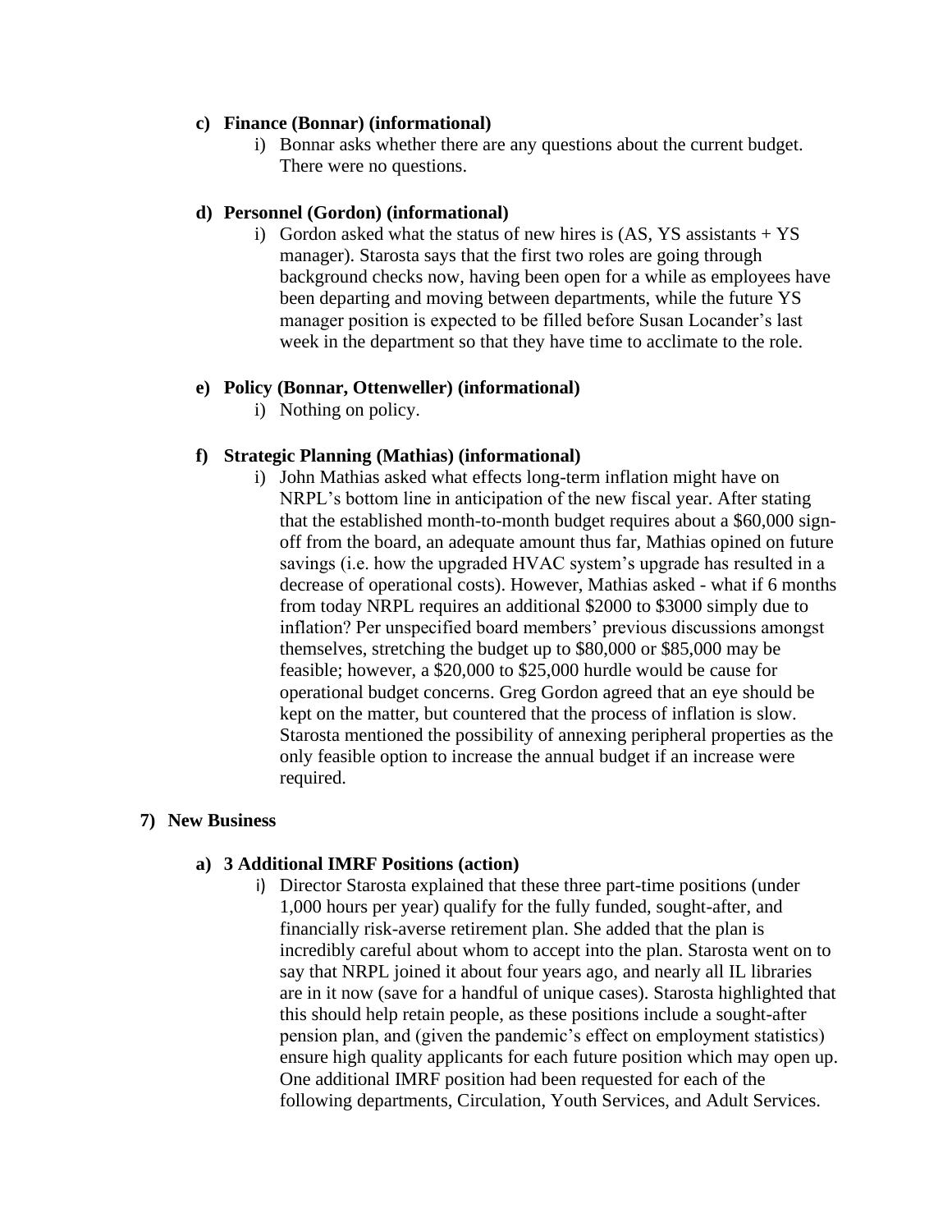c) **Finance (Bonnar) (informational)**
   i) Bonnar asks whether there are any questions about the current budget. There were no questions.

d) **Personnel (Gordon) (informational)**
   i) Gordon asked what the status of new hires is (AS, YS assistants + YS manager). Starosta says that the first two roles are going through background checks now, having been open for a while as employees have been departing and moving between departments, while the future YS manager position is expected to be filled before Susan Locander's last week in the department so that they have time to acclimate to the role.

e) **Policy (Bonnar, Ottenweller) (informational)**
   i) Nothing on policy.

f) **Strategic Planning (Mathias) (informational)**
   i) John Mathias asked what effects long-term inflation might have on NRPL's bottom line in anticipation of the new fiscal year. After stating that the established month-to-month budget requires about a $60,000 sign-off from the board, an adequate amount thus far, Mathias opined on future savings (i.e. how the upgraded HVAC system's upgrade has resulted in a decrease of operational costs). However, Mathias asked - what if 6 months from today NRPL requires an additional $2000 to $3000 simply due to inflation? Per unspecified board members' previous discussions amongst themselves, stretching the budget up to $80,000 or $85,000 may be feasible; however, a $20,000 to $25,000 hurdle would be cause for operational budget concerns. Greg Gordon agreed that an eye should be kept on the matter, but countered that the process of inflation is slow. Starosta mentioned the possibility of annexing peripheral properties as the only feasible option to increase the annual budget if an increase were required.

7) **New Business**

a) **3 Additional IMRF Positions (action)**
   i) Director Starosta explained that these three part-time positions (under 1,000 hours per year) qualify for the fully funded, sought-after, and financially risk-averse retirement plan. She added that the plan is incredibly careful about whom to accept into the plan. Starosta went on to say that NRPL joined it about four years ago, and nearly all IL libraries are in it now (save for a handful of unique cases). Starosta highlighted that this should help retain people, as these positions include a sought-after pension plan, and (given the pandemic's effect on employment statistics) ensure high quality applicants for each future position which may open up. One additional IMRF position had been requested for each of the following departments, Circulation, Youth Services, and Adult Services.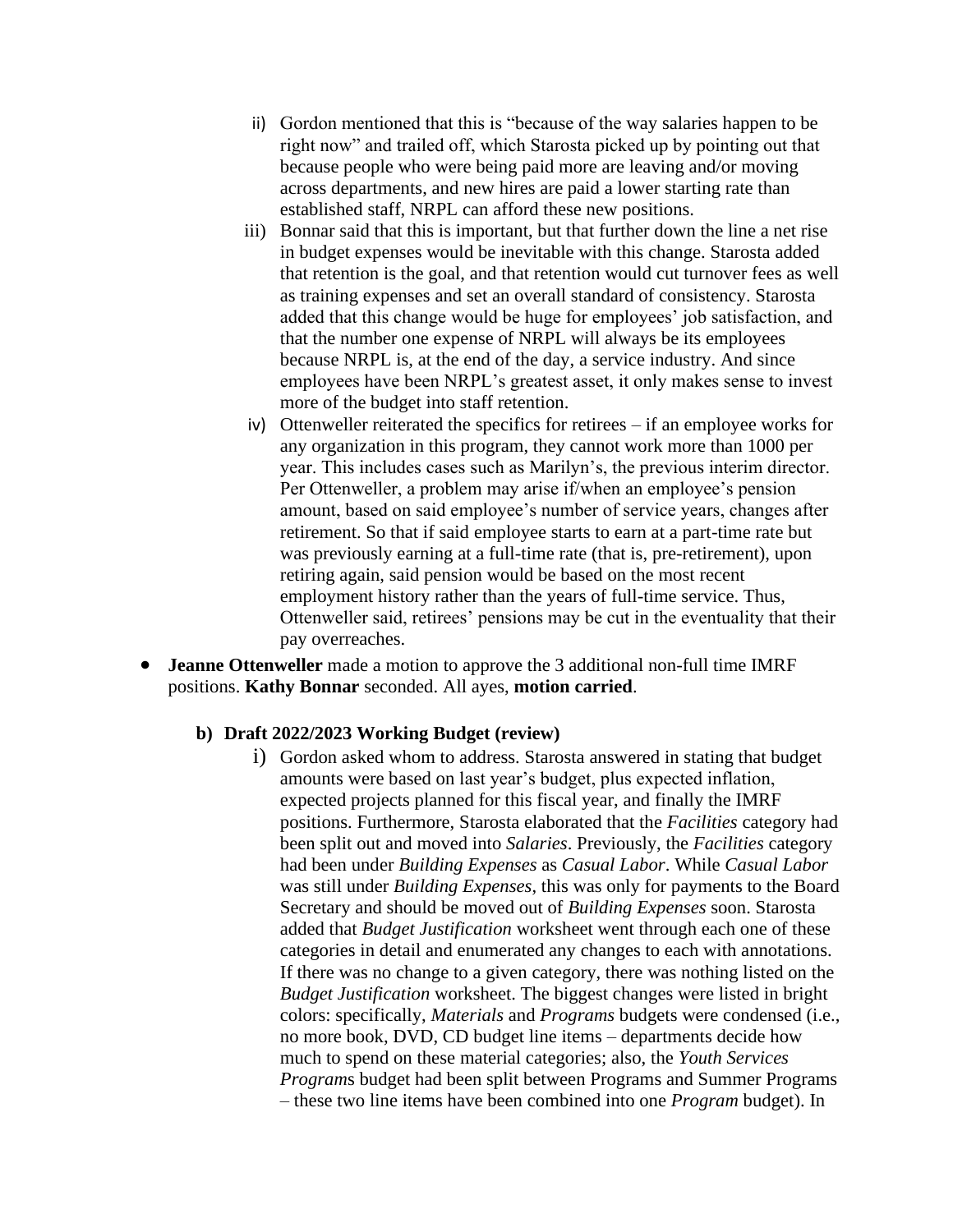ii) Gordon mentioned that this is "because of the way salaries happen to be right now" and trailed off, which Starosta picked up by pointing out that because people who were being paid more are leaving and/or moving across departments, and new hires are paid a lower starting rate than established staff, NRPL can afford these new positions.

iii) Bonnar said that this is important, but that further down the line a net rise in budget expenses would be inevitable with this change. Starosta added that retention is the goal, and that retention would cut turnover fees as well as training expenses and set an overall standard of consistency. Starosta added that this change would be huge for employees' job satisfaction, and that the number one expense of NRPL will always be its employees because NRPL is, at the end of the day, a service industry. And since employees have been NRPL's greatest asset, it only makes sense to invest more of the budget into staff retention.

iv) Ottenweller reiterated the specifics for retirees – if an employee works for any organization in this program, they cannot work more than 1000 per year. This includes cases such as Marilyn's, the previous interim director. Per Ottenweller, a problem may arise if/when an employee's pension amount, based on said employee's number of service years, changes after retirement. So that if said employee starts to earn at a part-time rate but was previously earning at a full-time rate (that is, pre-retirement), upon retiring again, said pension would be based on the most recent employment history rather than the years of full-time service. Thus, Ottenweller said, retirees' pensions may be cut in the eventuality that their pay overreaches.

- **Jeanne Ottenweller** made a motion to approve the 3 additional non-full time IMRF positions. **Kathy Bonnar** seconded. All ayes, **motion carried**.

**b) Draft 2022/2023 Working Budget (review)**

i) Gordon asked whom to address. Starosta answered in stating that budget amounts were based on last year's budget, plus expected inflation, expected projects planned for this fiscal year, and finally the IMRF positions. Furthermore, Starosta elaborated that the *Facilities* category had been split out and moved into *Salaries*. Previously, the *Facilities* category had been under *Building Expenses* as *Casual Labor*. While *Casual Labor* was still under *Building Expenses*, this was only for payments to the Board Secretary and should be moved out of *Building Expenses* soon. Starosta added that *Budget Justification* worksheet went through each one of these categories in detail and enumerated any changes to each with annotations. If there was no change to a given category, there was nothing listed on the *Budget Justification* worksheet. The biggest changes were listed in bright colors: specifically, *Materials* and *Programs* budgets were condensed (i.e., no more book, DVD, CD budget line items – departments decide how much to spend on these material categories; also, the *Youth Services Programs* budget had been split between Programs and Summer Programs – these two line items have been combined into one *Program* budget). In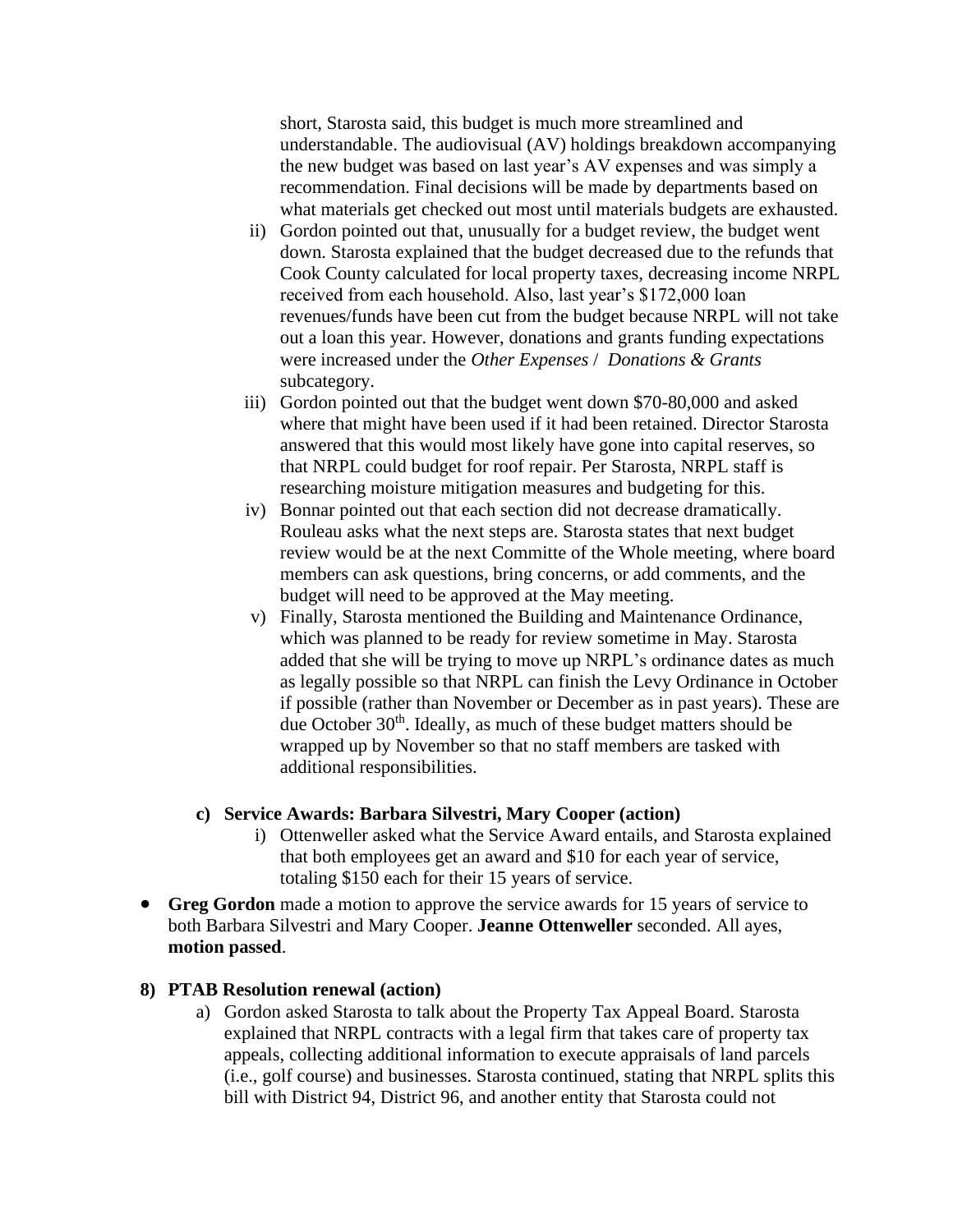short, Starosta said, this budget is much more streamlined and understandable. The audiovisual (AV) holdings breakdown accompanying the new budget was based on last year's AV expenses and was simply a recommendation. Final decisions will be made by departments based on what materials get checked out most until materials budgets are exhausted.

ii) Gordon pointed out that, unusually for a budget review, the budget went down. Starosta explained that the budget decreased due to the refunds that Cook County calculated for local property taxes, decreasing income NRPL received from each household. Also, last year's $172,000 loan revenues/funds have been cut from the budget because NRPL will not take out a loan this year. However, donations and grants funding expectations were increased under the *Other Expenses* / *Donations & Grants* subcategory.

iii) Gordon pointed out that the budget went down $70-80,000 and asked where that might have been used if it had been retained. Director Starosta answered that this would most likely have gone into capital reserves, so that NRPL could budget for roof repair. Per Starosta, NRPL staff is researching moisture mitigation measures and budgeting for this.

iv) Bonnar pointed out that each section did not decrease dramatically. Rouleau asks what the next steps are. Starosta states that next budget review would be at the next Committe of the Whole meeting, where board members can ask questions, bring concerns, or add comments, and the budget will need to be approved at the May meeting.

v) Finally, Starosta mentioned the Building and Maintenance Ordinance, which was planned to be ready for review sometime in May. Starosta added that she will be trying to move up NRPL's ordinance dates as much as legally possible so that NRPL can finish the Levy Ordinance in October if possible (rather than November or December as in past years). These are due October 30th. Ideally, as much of these budget matters should be wrapped up by November so that no staff members are tasked with additional responsibilities.

**c) Service Awards: Barbara Silvestri, Mary Cooper (action)**

i) Ottenweller asked what the Service Award entails, and Starosta explained that both employees get an award and $10 for each year of service, totaling $150 each for their 15 years of service.

- **Greg Gordon** made a motion to approve the service awards for 15 years of service to both Barbara Silvestri and Mary Cooper. **Jeanne Ottenweller** seconded. All ayes, **motion passed**.

**8) PTAB Resolution renewal (action)**

a) Gordon asked Starosta to talk about the Property Tax Appeal Board. Starosta explained that NRPL contracts with a legal firm that takes care of property tax appeals, collecting additional information to execute appraisals of land parcels (i.e., golf course) and businesses. Starosta continued, stating that NRPL splits this bill with District 94, District 96, and another entity that Starosta could not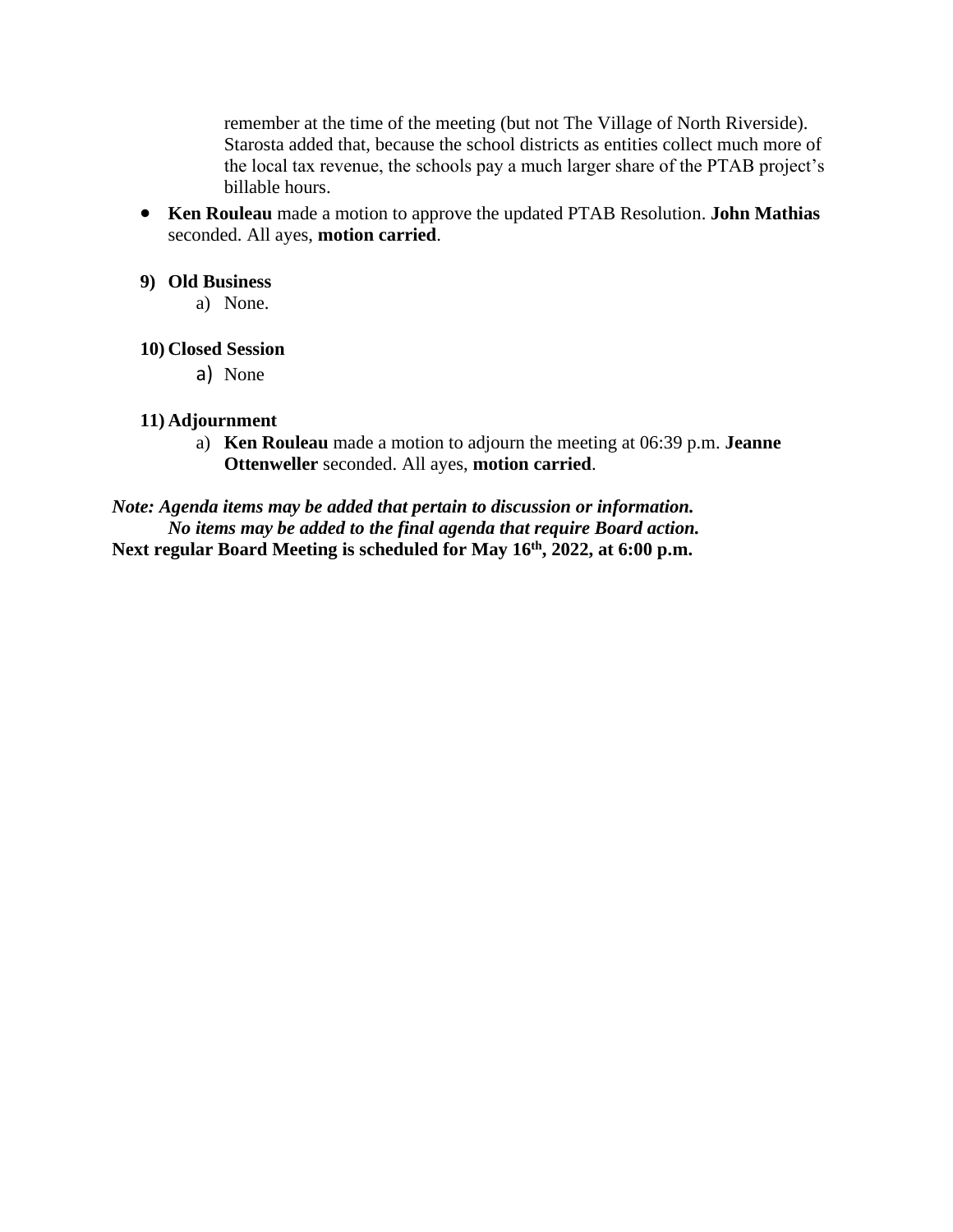remember at the time of the meeting (but not The Village of North Riverside). Starosta added that, because the school districts as entities collect much more of the local tax revenue, the schools pay a much larger share of the PTAB project's billable hours.

- **Ken Rouleau** made a motion to approve the updated PTAB Resolution. **John Mathias** seconded. All ayes, **motion carried**.

**9) Old Business**

a) None.

**10) Closed Session**

a) None

**11) Adjournment**

a) **Ken Rouleau** made a motion to adjourn the meeting at 06:39 p.m. **Jeanne Ottenweller** seconded. All ayes, **motion carried**.

***Note: Agenda items may be added that pertain to discussion or information.***
***No items may be added to the final agenda that require Board action.***

**Next regular Board Meeting is scheduled for May 16th, 2022, at 6:00 p.m.**